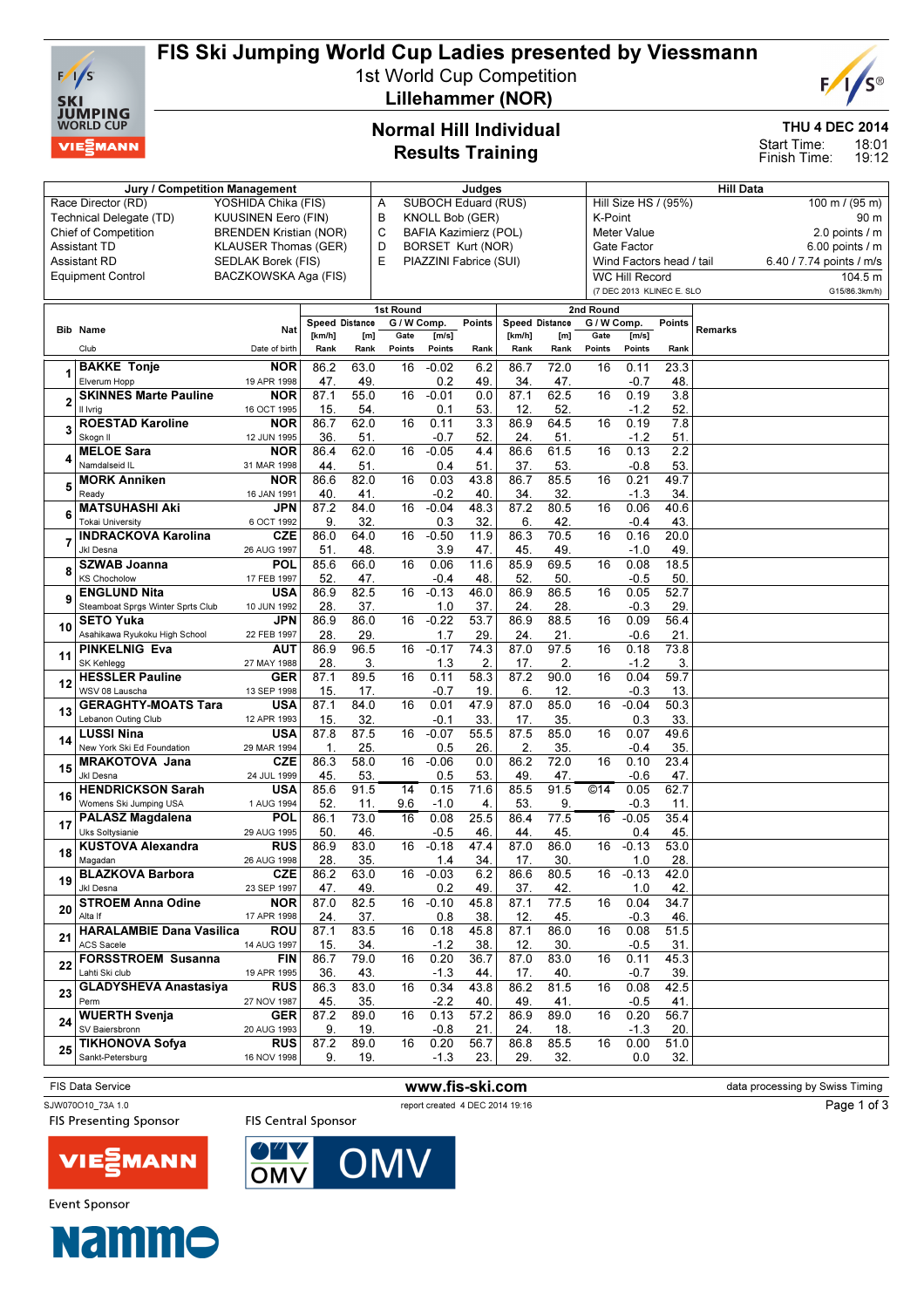# FIS Ski Jumping World Cup Ladies presented by Viessmann

1st World Cup Competition

**Lillehammer (NOR)**

## Normal Hill Individual
## Results Training

**THU 4 DEC 2014**

Start Time: 18:01
Finish Time: 19:12

| Jury / Competition Management | | Judges | | Hill Data | |
|---|---|---|---|---|---|
| Race Director (RD) | YOSHIDA Chika (FIS) | A | SUBOCH Eduard (RUS) | Hill Size HS / (95%) | 100 m / (95 m) |
| Technical Delegate (TD) | KUUSINEN Eero (FIN) | B | KNOLL Bob (GER) | K-Point | 90 m |
| Chief of Competition | BRENDEN Kristian (NOR) | C | BAFIA Kazimierz (POL) | Meter Value | 2.0 points / m |
| Assistant TD | KLAUSER Thomas (GER) | D | BORSET Kurt (NOR) | Gate Factor | 6.00 points / m |
| Assistant RD | SEDLAK Borek (FIS) | E | PIAZZINI Fabrice (SUI) | Wind Factors head / tail | 6.40 / 7.74 points / m/s |
| Equipment Control | BACZKOWSKA Aga (FIS) | | | WC Hill Record | 104.5 m |
| | | | | (7 DEC 2013 KLINEC E. SLO | G15/86.3km/h) |

| Bib | Name / Club | Nat / Date of birth | 1st Round Speed [km/h] / Rank | Distance [m] / Rank | G/W Comp. Gate / Points | [m/s] / Points | Points / Rank | 2nd Round Speed [km/h] / Rank | Distance [m] / Rank | G/W Comp. Gate / Points | [m/s] / Points | Points / Rank | Remarks |
|---|---|---|---|---|---|---|---|---|---|---|---|---|---|
| 1 | **BAKKE Tonje** / Elverum Hopp | NOR / 19 APR 1998 | 86.2 / 47. | 63.0 / 49. | 16 | -0.02 / 0.2 | 6.2 / 49. | 86.7 / 34. | 72.0 / 47. | 16 | 0.11 / -0.7 | 23.3 / 48. | |
| 2 | **SKINNES Marte Pauline** / Il Ivrig | NOR / 16 OCT 1995 | 87.1 / 15. | 55.0 / 54. | 16 | -0.01 / 0.1 | 0.0 / 53. | 87.1 / 12. | 62.5 / 52. | 16 | 0.19 / -1.2 | 3.8 / 52. | |
| 3 | **ROESTAD Karoline** / Skogn Il | NOR / 12 JUN 1995 | 86.7 / 36. | 62.0 / 51. | 16 | 0.11 / -0.7 | 3.3 / 52. | 86.9 / 24. | 64.5 / 51. | 16 | 0.19 / -1.2 | 7.8 / 51. | |
| 4 | **MELOE Sara** / Namdalseid IL | NOR / 31 MAR 1998 | 86.4 / 44. | 62.0 / 51. | 16 | -0.05 / 0.4 | 4.4 / 51. | 86.6 / 37. | 61.5 / 53. | 16 | 0.13 / -0.8 | 2.2 / 53. | |
| 5 | **MORK Anniken** / Ready | NOR / 16 JAN 1991 | 86.6 / 40. | 82.0 / 41. | 16 | 0.03 / -0.2 | 43.8 / 40. | 86.7 / 34. | 85.5 / 32. | 16 | 0.21 / -1.3 | 49.7 / 34. | |
| 6 | **MATSUHASHI Aki** / Tokai University | JPN / 6 OCT 1992 | 87.2 / 9. | 84.0 / 32. | 16 | -0.04 / 0.3 | 48.3 / 32. | 87.2 / 6. | 80.5 / 42. | 16 | 0.06 / -0.4 | 40.6 / 43. | |
| 7 | **INDRACKOVA Karolina** / Jkl Desna | CZE / 26 AUG 1997 | 86.0 / 51. | 64.0 / 48. | 16 | -0.50 / 3.9 | 11.9 / 47. | 86.3 / 45. | 70.5 / 49. | 16 | 0.16 / -1.0 | 20.0 / 49. | |
| 8 | **SZWAB Joanna** / KS Chocholow | POL / 17 FEB 1997 | 85.6 / 52. | 66.0 / 47. | 16 | 0.06 / -0.4 | 11.6 / 48. | 85.9 / 52. | 69.5 / 50. | 16 | 0.08 / -0.5 | 18.5 / 50. | |
| 9 | **ENGLUND Nita** / Steamboat Sprgs Winter Sprts Club | USA / 10 JUN 1992 | 86.9 / 28. | 82.5 / 37. | 16 | -0.13 / 1.0 | 46.0 / 37. | 86.9 / 24. | 86.5 / 28. | 16 | 0.05 / -0.3 | 52.7 / 29. | |
| 10 | **SETO Yuka** / Asahikawa Ryukoku High School | JPN / 22 FEB 1997 | 86.9 / 28. | 86.0 / 29. | 16 | -0.22 / 1.7 | 53.7 / 29. | 86.9 / 24. | 88.5 / 21. | 16 | 0.09 / -0.6 | 56.4 / 21. | |
| 11 | **PINKELNIG Eva** / SK Kehlegg | AUT / 27 MAY 1988 | 86.9 / 28. | 96.5 / 3. | 16 | -0.17 / 1.3 | 74.3 / 2. | 87.0 / 17. | 97.5 / 2. | 16 | 0.18 / -1.2 | 73.8 / 3. | |
| 12 | **HESSLER Pauline** / WSV 08 Lauscha | GER / 13 SEP 1998 | 87.1 / 15. | 89.5 / 17. | 16 | 0.11 / -0.7 | 58.3 / 19. | 87.2 / 6. | 90.0 / 12. | 16 | 0.04 / -0.3 | 59.7 / 13. | |
| 13 | **GERAGHTY-MOATS Tara** / Lebanon Outing Club | USA / 12 APR 1993 | 87.1 / 15. | 84.0 / 32. | 16 | 0.01 / -0.1 | 47.9 / 33. | 87.0 / 17. | 85.0 / 35. | 16 | -0.04 / 0.3 | 50.3 / 33. | |
| 14 | **LUSSI Nina** / New York Ski Ed Foundation | USA / 29 MAR 1994 | 87.8 / 1. | 87.5 / 25. | 16 | -0.07 / 0.5 | 55.5 / 26. | 87.5 / 2. | 85.0 / 35. | 16 | 0.07 / -0.4 | 49.6 / 35. | |
| 15 | **MRAKOTOVA Jana** / Jkl Desna | CZE / 24 JUL 1999 | 86.3 / 45. | 58.0 / 53. | 16 | -0.06 / 0.5 | 0.0 / 53. | 86.2 / 49. | 72.0 / 47. | 16 | 0.10 / -0.6 | 23.4 / 47. | |
| 16 | **HENDRICKSON Sarah** / Womens Ski Jumping USA | USA / 1 AUG 1994 | 85.6 / 52. | 91.5 / 11. | 14 / 9.6 | 0.15 / -1.0 | 71.6 / 4. | 85.5 / 53. | 91.5 / 9. | ©14 | 0.05 / -0.3 | 62.7 / 11. | |
| 17 | **PALASZ Magdalena** / Uks Soltysianie | POL / 29 AUG 1995 | 86.1 / 50. | 73.0 / 46. | 16 | 0.08 / -0.5 | 25.5 / 46. | 86.4 / 44. | 77.5 / 45. | 16 | -0.05 / 0.4 | 35.4 / 45. | |
| 18 | **KUSTOVA Alexandra** / Magadan | RUS / 26 AUG 1998 | 86.9 / 28. | 83.0 / 35. | 16 | -0.18 / 1.4 | 47.4 / 34. | 87.0 / 17. | 86.0 / 30. | 16 | -0.13 / 1.0 | 53.0 / 28. | |
| 19 | **BLAZKOVA Barbora** / Jkl Desna | CZE / 23 SEP 1997 | 86.2 / 47. | 63.0 / 49. | 16 | -0.03 / 0.2 | 6.2 / 49. | 86.6 / 37. | 80.5 / 42. | 16 | -0.13 / 1.0 | 42.0 / 42. | |
| 20 | **STROEM Anna Odine** / Alta If | NOR / 17 APR 1998 | 87.0 / 24. | 82.5 / 37. | 16 | -0.10 / 0.8 | 45.8 / 38. | 87.1 / 12. | 77.5 / 45. | 16 | 0.04 / -0.3 | 34.7 / 46. | |
| 21 | **HARALAMBIE Dana Vasilica** / ACS Sacele | ROU / 14 AUG 1997 | 87.1 / 15. | 83.5 / 34. | 16 | 0.18 / -1.2 | 45.8 / 38. | 87.1 / 12. | 86.0 / 30. | 16 | 0.08 / -0.5 | 51.5 / 31. | |
| 22 | **FORSSTROEM Susanna** / Lahti Ski club | FIN / 19 APR 1995 | 86.7 / 36. | 79.0 / 43. | 16 | 0.20 / -1.3 | 36.7 / 44. | 87.0 / 17. | 83.0 / 40. | 16 | 0.11 / -0.7 | 45.3 / 39. | |
| 23 | **GLADYSHEVA Anastasiya** / Perm | RUS / 27 NOV 1987 | 86.3 / 45. | 83.0 / 35. | 16 | 0.34 / -2.2 | 43.8 / 40. | 86.2 / 49. | 81.5 / 41. | 16 | 0.08 / -0.5 | 42.5 / 41. | |
| 24 | **WUERTH Svenja** / SV Baiersbronn | GER / 20 AUG 1993 | 87.2 / 9. | 89.0 / 19. | 16 | 0.13 / -0.8 | 57.2 / 21. | 86.9 / 24. | 89.0 / 18. | 16 | 0.20 / -1.3 | 56.7 / 20. | |
| 25 | **TIKHONOVA Sofya** / Sankt-Petersburg | RUS / 16 NOV 1998 | 87.2 / 9. | 89.0 / 19. | 16 | 0.20 / -1.3 | 56.7 / 23. | 86.8 / 29. | 85.5 / 32. | 16 | 0.00 / 0.0 | 51.0 / 32. | |

FIS Data Service | www.fis-ski.com | data processing by Swiss Timing

SJW070O10_73A 1.0 | report created 4 DEC 2014 19:16

FIS Presenting Sponsor: VIESSMANN | FIS Central Sponsor: OMV | Event Sponsor: Nammo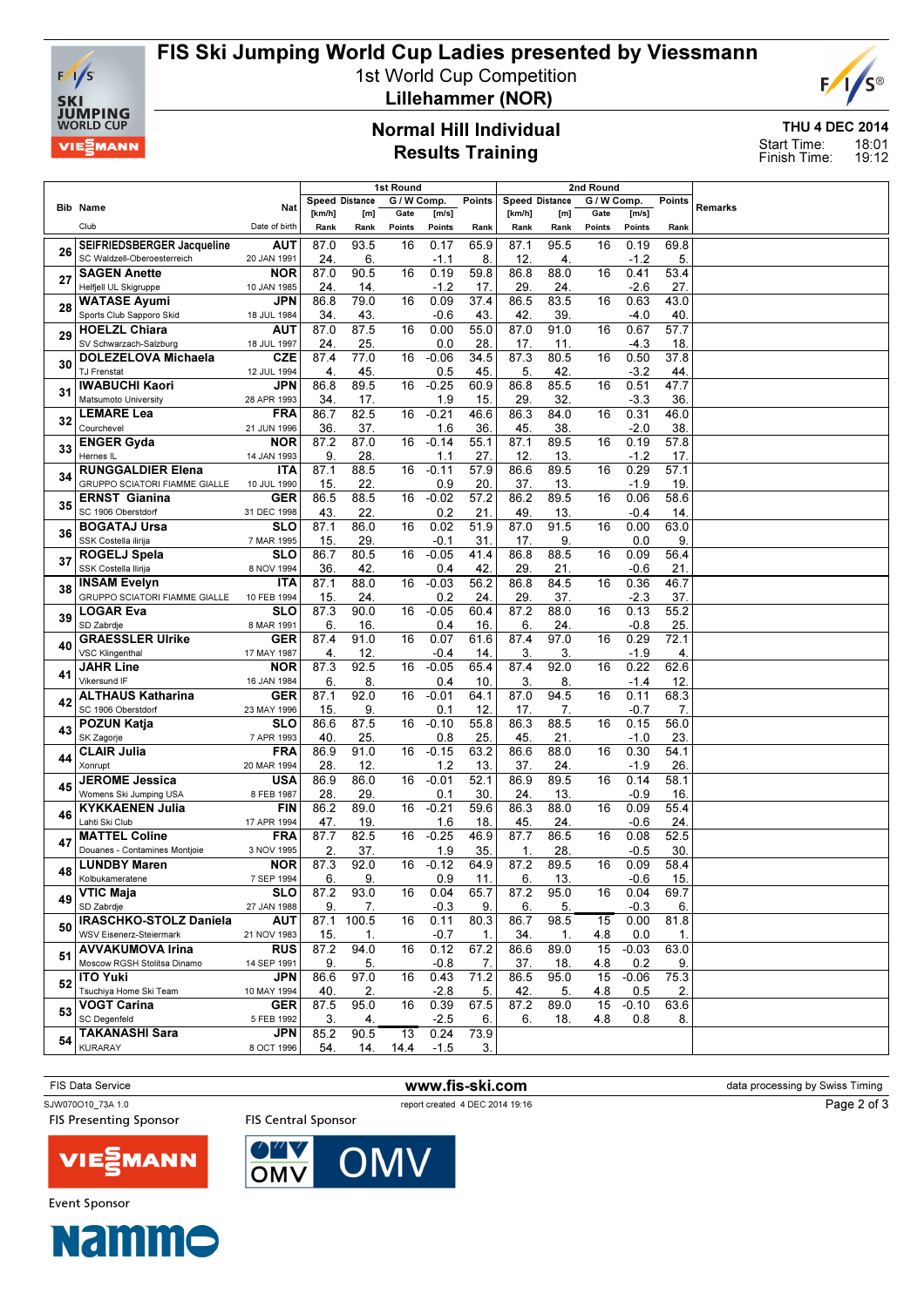# FIS Ski Jumping World Cup Ladies presented by Viessmann

1st World Cup Competition
**Lillehammer (NOR)**

## Normal Hill Individual
## Results Training

THU 4 DEC 2014
Start Time: 18:01
Finish Time: 19:12

| Bib | Name / Club | Nat / Date of birth | 1st Round Speed [km/h] / Rank | Distance [m] / Rank | G/W Comp. Gate / Points | [m/s] / Points | Points / Rank | 2nd Round Speed [km/h] / Rank | Distance [m] / Rank | G/W Comp. Gate / Points | [m/s] / Points | Points / Rank | Remarks |
|---|---|---|---|---|---|---|---|---|---|---|---|---|---|
| 26 | SEIFRIEDSBERGER Jacqueline / SC Waldzell-Oberoesterreich | AUT / 20 JAN 1991 | 87.0 / 24. | 93.5 / 6. | 16 | 0.17 / -1.1 | 65.9 / 8. | 87.1 / 12. | 95.5 / 4. | 16 | 0.19 / -1.2 | 69.8 / 5. | |
| 27 | SAGEN Anette / Helfjell UL Skigruppe | NOR / 10 JAN 1985 | 87.0 / 24. | 90.5 / 14. | 16 | 0.19 / -1.2 | 59.8 / 17. | 86.8 / 29. | 88.0 / 24. | 16 | 0.41 / -2.6 | 53.4 / 27. | |
| 28 | WATASE Ayumi / Sports Club Sapporo Skid | JPN / 18 JUL 1984 | 86.8 / 34. | 79.0 / 43. | 16 | 0.09 / -0.6 | 37.4 / 43. | 86.5 / 42. | 83.5 / 39. | 16 | 0.63 / -4.0 | 43.0 / 40. | |
| 29 | HOELZL Chiara / SV Schwarzach-Salzburg | AUT / 18 JUL 1997 | 87.0 / 24. | 87.5 / 25. | 16 | 0.00 / 0.0 | 55.0 / 28. | 87.0 / 17. | 91.0 / 11. | 16 | 0.67 / -4.3 | 57.7 / 18. | |
| 30 | DOLEZELOVA Michaela / TJ Frenstat | CZE / 12 JUL 1994 | 87.4 / 4. | 77.0 / 45. | 16 | -0.06 / 0.5 | 34.5 / 45. | 87.3 / 5. | 80.5 / 42. | 16 | 0.50 / -3.2 | 37.8 / 44. | |
| 31 | IWABUCHI Kaori / Matsumoto University | JPN / 28 APR 1993 | 86.8 / 34. | 89.5 / 17. | 16 | -0.25 / 1.9 | 60.9 / 15. | 86.8 / 29. | 85.5 / 32. | 16 | 0.51 / -3.3 | 47.7 / 36. | |
| 32 | LEMARE Lea / Courchevel | FRA / 21 JUN 1996 | 86.7 / 36. | 82.5 / 37. | 16 | -0.21 / 1.6 | 46.6 / 36. | 86.3 / 45. | 84.0 / 38. | 16 | 0.31 / -2.0 | 46.0 / 38. | |
| 33 | ENGER Gyda / Hernes IL | NOR / 14 JAN 1993 | 87.2 / 9. | 87.0 / 28. | 16 | -0.14 / 1.1 | 55.1 / 27. | 87.1 / 12. | 89.5 / 13. | 16 | 0.19 / -1.2 | 57.8 / 17. | |
| 34 | RUNGGALDIER Elena / GRUPPO SCIATORI FIAMME GIALLE | ITA / 10 JUL 1990 | 87.1 / 15. | 88.5 / 22. | 16 | -0.11 / 0.9 | 57.9 / 20. | 86.6 / 37. | 89.5 / 13. | 16 | 0.29 / -1.9 | 57.1 / 19. | |
| 35 | ERNST Gianina / SC 1906 Oberstdorf | GER / 31 DEC 1998 | 86.5 / 43. | 88.5 / 22. | 16 | -0.02 / 0.2 | 57.2 / 21. | 86.2 / 49. | 89.5 / 13. | 16 | 0.06 / -0.4 | 58.6 / 14. | |
| 36 | BOGATAJ Ursa / SSK Costella ilirija | SLO / 7 MAR 1995 | 87.1 / 15. | 86.0 / 29. | 16 | 0.02 / -0.1 | 51.9 / 31. | 87.0 / 17. | 91.5 / 9. | 16 | 0.00 / 0.0 | 63.0 / 9. | |
| 37 | ROGELJ Spela / SSK Costella ilirija | SLO / 8 NOV 1994 | 86.7 / 36. | 80.5 / 42. | 16 | -0.05 / 0.4 | 41.4 / 42. | 86.8 / 29. | 88.5 / 21. | 16 | 0.09 / -0.6 | 56.4 / 21. | |
| 38 | INSAM Evelyn / GRUPPO SCIATORI FIAMME GIALLE | ITA / 10 FEB 1994 | 87.1 / 15. | 88.0 / 24. | 16 | -0.03 / 0.2 | 56.2 / 24. | 86.8 / 29. | 84.5 / 37. | 16 | 0.36 / -2.3 | 46.7 / 37. | |
| 39 | LOGAR Eva / SD Zabrdje | SLO / 8 MAR 1991 | 87.3 / 6. | 90.0 / 16. | 16 | -0.05 / 0.4 | 60.4 / 16. | 87.2 / 6. | 88.0 / 24. | 16 | 0.13 / -0.8 | 55.2 / 25. | |
| 40 | GRAESSLER Ulrike / VSC Klingenthal | GER / 17 MAY 1987 | 87.4 / 4. | 91.0 / 12. | 16 | 0.07 / -0.4 | 61.6 / 14. | 87.4 / 3. | 97.0 / 3. | 16 | 0.29 / -1.9 | 72.1 / 4. | |
| 41 | JAHR Line / Vikersund IF | NOR / 16 JAN 1984 | 87.3 / 6. | 92.5 / 8. | 16 | -0.05 / 0.4 | 65.4 / 10. | 87.4 / 3. | 92.0 / 8. | 16 | 0.22 / -1.4 | 62.6 / 12. | |
| 42 | ALTHAUS Katharina / SC 1906 Oberstdorf | GER / 23 MAY 1996 | 87.1 / 15. | 92.0 / 9. | 16 | -0.01 / 0.1 | 64.1 / 12. | 87.0 / 17. | 94.5 / 7. | 16 | 0.11 / -0.7 | 68.3 / 7. | |
| 43 | POZUN Katja / SK Zagorje | SLO / 7 APR 1993 | 86.6 / 40. | 87.5 / 25. | 16 | -0.10 / 0.8 | 55.8 / 25. | 86.3 / 45. | 88.5 / 21. | 16 | 0.15 / -1.0 | 56.0 / 23. | |
| 44 | CLAIR Julia / Xonrupt | FRA / 20 MAR 1994 | 86.9 / 28. | 91.0 / 12. | 16 | -0.15 / 1.2 | 63.2 / 13. | 86.6 / 37. | 88.0 / 24. | 16 | 0.30 / -1.9 | 54.1 / 26. | |
| 45 | JEROME Jessica / Womens Ski Jumping USA | USA / 8 FEB 1987 | 86.9 / 28. | 86.0 / 29. | 16 | -0.01 / 0.1 | 52.1 / 30. | 86.9 / 24. | 89.5 / 13. | 16 | 0.14 / -0.9 | 58.1 / 16. | |
| 46 | KYKKAENEN Julia / Lahti Ski Club | FIN / 17 APR 1994 | 86.2 / 47. | 89.0 / 19. | 16 | -0.21 / 1.6 | 59.6 / 18. | 86.3 / 45. | 88.0 / 24. | 16 | 0.09 / -0.6 | 55.4 / 24. | |
| 47 | MATTEL Coline / Douanes - Contamines Montjoie | FRA / 3 NOV 1995 | 87.7 / 2. | 82.5 / 37. | 16 | -0.25 / 1.9 | 46.9 / 35. | 87.7 / 1. | 86.5 / 28. | 16 | 0.08 / -0.5 | 52.5 / 30. | |
| 48 | LUNDBY Maren / Kolbukameratene | NOR / 7 SEP 1994 | 87.3 / 6. | 92.0 / 9. | 16 | -0.12 / 0.9 | 64.9 / 11. | 87.2 / 6. | 89.5 / 13. | 16 | 0.09 / -0.6 | 58.4 / 15. | |
| 49 | VTIC Maja / SD Zabrdje | SLO / 27 JAN 1988 | 87.2 / 9. | 93.0 / 7. | 16 | 0.04 / -0.3 | 65.7 / 9. | 87.2 / 6. | 95.0 / 5. | 16 | 0.04 / -0.3 | 69.7 / 6. | |
| 50 | IRASCHKO-STOLZ Daniela / WSV Eisenerz-Steiermark | AUT / 21 NOV 1983 | 87.1 / 15. | 100.5 / 1. | 16 | 0.11 / -0.7 | 80.3 / 1. | 86.7 / 34. | 98.5 / 1. | 15 / 4.8 | 0.00 / 0.0 | 81.8 / 1. | |
| 51 | AVVAKUMOVA Irina / Moscow RGSH Stolitsa Dinamo | RUS / 14 SEP 1991 | 87.2 / 9. | 94.0 / 5. | 16 | 0.12 / -0.8 | 67.2 / 7. | 86.6 / 37. | 89.0 / 18. | 15 / 4.8 | -0.03 / 0.2 | 63.0 / 9. | |
| 52 | ITO Yuki / Tsuchiya Home Ski Team | JPN / 10 MAY 1994 | 86.6 / 40. | 97.0 / 2. | 16 | 0.43 / -2.8 | 71.2 / 5. | 86.5 / 42. | 95.0 / 5. | 15 / 4.8 | -0.06 / 0.5 | 75.3 / 2. | |
| 53 | VOGT Carina / SC Degenfeld | GER / 5 FEB 1992 | 87.5 / 3. | 95.0 / 4. | 16 | 0.39 / -2.5 | 67.5 / 6. | 87.2 / 6. | 89.0 / 18. | 15 / 4.8 | -0.10 / 0.8 | 63.6 / 8. | |
| 54 | TAKANASHI Sara / KURARAY | JPN / 8 OCT 1996 | 85.2 / 54. | 90.5 / 14. | 13 / 14.4 | 0.24 / -1.5 | 73.9 / 3. | | | | | | |

FIS Data Service | www.fis-ski.com | data processing by Swiss Timing

SJW070O10_73A 1.0 | report created 4 DEC 2014 19:16

FIS Presenting Sponsor: VIESSMANN | FIS Central Sponsor: OMV | Event Sponsor: Nammo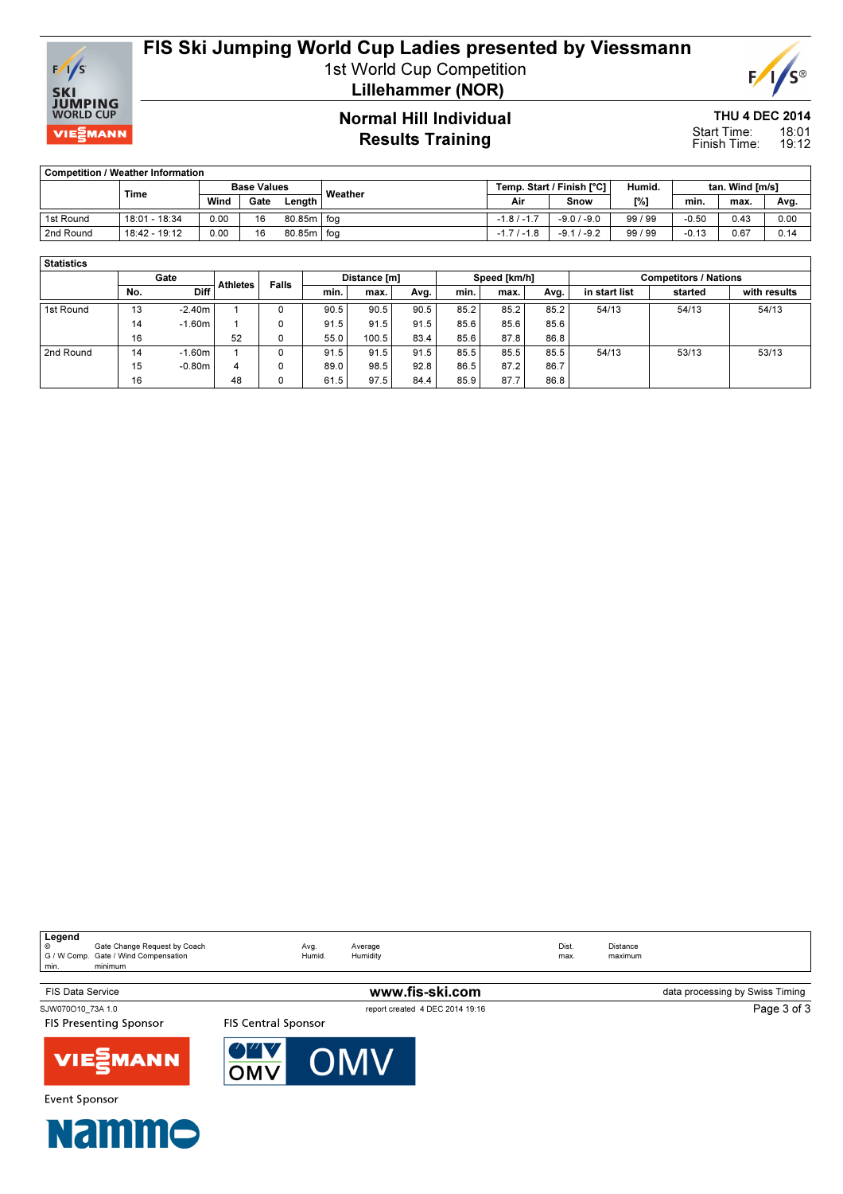# FIS Ski Jumping World Cup Ladies presented by Viessmann

1st World Cup Competition

**Lillehammer (NOR)**

## Normal Hill Individual
## Results Training

**THU 4 DEC 2014**
Start Time: 18:01
Finish Time: 19:12

**Competition / Weather Information**

| | Time | Base Values | | | Weather | Temp. Start / Finish [°C] | | Humid. | tan. Wind [m/s] | | |
|---|---|---|---|---|---|---|---|---|---|---|---|
| | | Wind | Gate | Length | | Air | Snow | [%] | min. | max. | Avg. |
| 1st Round | 18:01 - 18:34 | 0.00 | 16 | 80.85m | fog | -1.8 / -1.7 | -9.0 / -9.0 | 99 / 99 | -0.50 | 0.43 | 0.00 |
| 2nd Round | 18:42 - 19:12 | 0.00 | 16 | 80.85m | fog | -1.7 / -1.8 | -9.1 / -9.2 | 99 / 99 | -0.13 | 0.67 | 0.14 |

**Statistics**

| | Gate | | Athletes | Falls | Distance [m] | | | Speed [km/h] | | | Competitors / Nations | | |
|---|---|---|---|---|---|---|---|---|---|---|---|---|---|
| | No. | Diff | | | min. | max. | Avg. | min. | max. | Avg. | in start list | started | with results |
| 1st Round | 13 | -2.40m | 1 | 0 | 90.5 | 90.5 | 90.5 | 85.2 | 85.2 | 85.2 | 54/13 | 54/13 | 54/13 |
| | 14 | -1.60m | 1 | 0 | 91.5 | 91.5 | 91.5 | 85.6 | 85.6 | 85.6 | | | |
| | 16 | | 52 | 0 | 55.0 | 100.5 | 83.4 | 85.6 | 87.8 | 86.8 | | | |
| 2nd Round | 14 | -1.60m | 1 | 0 | 91.5 | 91.5 | 91.5 | 85.5 | 85.5 | 85.5 | 54/13 | 53/13 | 53/13 |
| | 15 | -0.80m | 4 | 0 | 89.0 | 98.5 | 92.8 | 86.5 | 87.2 | 86.7 | | | |
| | 16 | | 48 | 0 | 61.5 | 97.5 | 84.4 | 85.9 | 87.7 | 86.8 | | | |

**Legend**

| | | | | | |
|---|---|---|---|---|---|
| © | Gate Change Request by Coach | Avg. | Average | Dist. | Distance |
| G / W Comp. | Gate / Wind Compensation | Humid. | Humidity | max. | maximum |
| min. | minimum | | | | |

FIS Data Service — www.fis-ski.com — data processing by Swiss Timing

SJW070O10_73A 1.0 — report created 4 DEC 2014 19:16

FIS Presenting Sponsor — FIS Central Sponsor

Event Sponsor